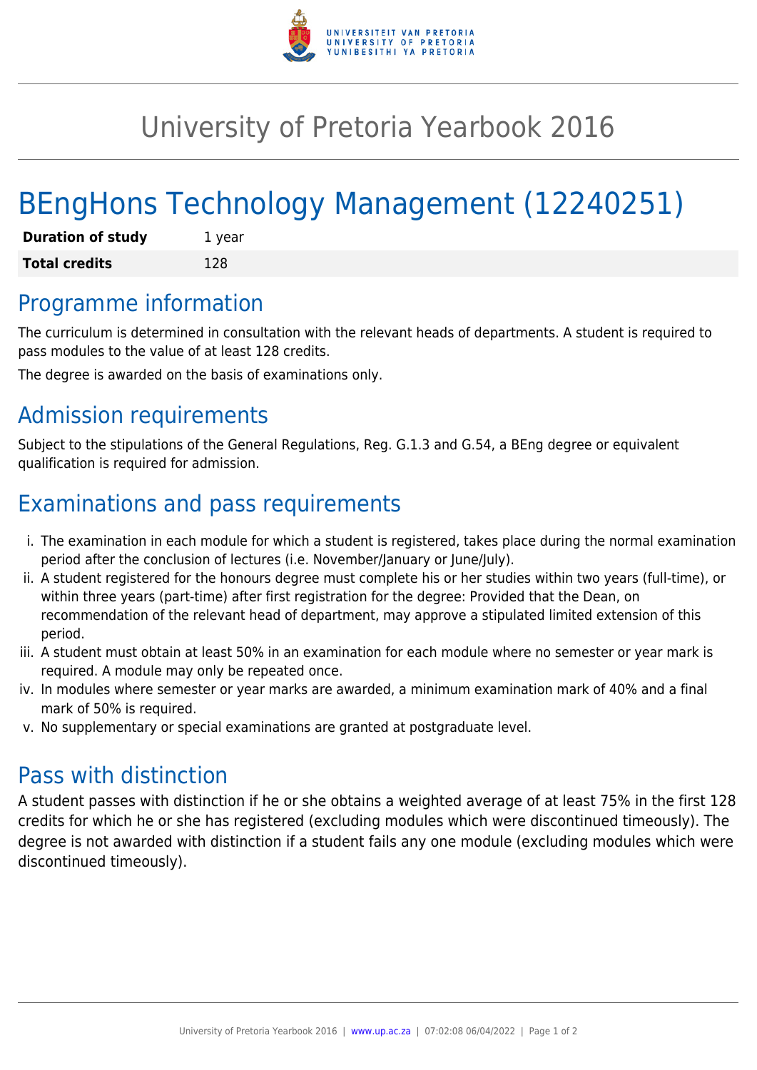# University of Pretoria Yearbook 2016

# BEngHons Technology Management (12240251)

| **Duration of study** | 1 year |
| --- | --- |
| **Total credits** | 128 |

## Programme information

The curriculum is determined in consultation with the relevant heads of departments. A student is required to pass modules to the value of at least 128 credits.

The degree is awarded on the basis of examinations only.

## Admission requirements

Subject to the stipulations of the General Regulations, Reg. G.1.3 and G.54, a BEng degree or equivalent qualification is required for admission.

## Examinations and pass requirements

i. The examination in each module for which a student is registered, takes place during the normal examination period after the conclusion of lectures (i.e. November/January or June/July).
ii. A student registered for the honours degree must complete his or her studies within two years (full-time), or within three years (part-time) after first registration for the degree: Provided that the Dean, on recommendation of the relevant head of department, may approve a stipulated limited extension of this period.
iii. A student must obtain at least 50% in an examination for each module where no semester or year mark is required. A module may only be repeated once.
iv. In modules where semester or year marks are awarded, a minimum examination mark of 40% and a final mark of 50% is required.
v. No supplementary or special examinations are granted at postgraduate level.

## Pass with distinction

A student passes with distinction if he or she obtains a weighted average of at least 75% in the first 128 credits for which he or she has registered (excluding modules which were discontinued timeously). The degree is not awarded with distinction if a student fails any one module (excluding modules which were discontinued timeously).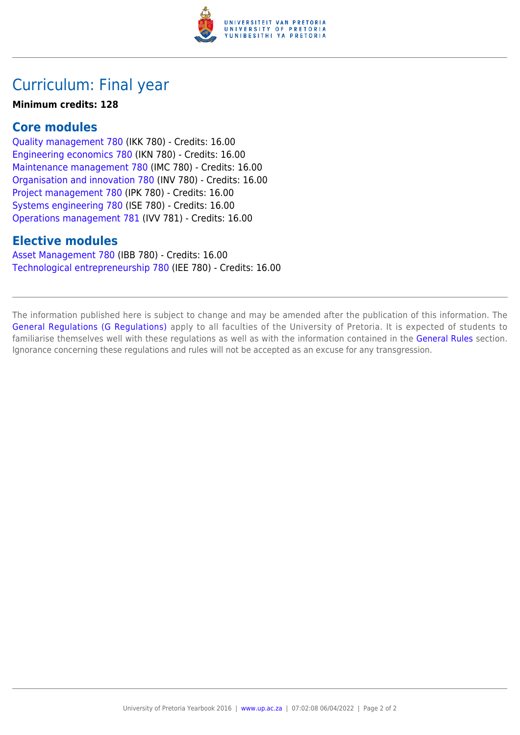## Curriculum: Final year

**Minimum credits: 128**

### Core modules

Quality management 780 (IKK 780) - Credits: 16.00
Engineering economics 780 (IKN 780) - Credits: 16.00
Maintenance management 780 (IMC 780) - Credits: 16.00
Organisation and innovation 780 (INV 780) - Credits: 16.00
Project management 780 (IPK 780) - Credits: 16.00
Systems engineering 780 (ISE 780) - Credits: 16.00
Operations management 781 (IVV 781) - Credits: 16.00

### Elective modules

Asset Management 780 (IBB 780) - Credits: 16.00
Technological entrepreneurship 780 (IEE 780) - Credits: 16.00

---

The information published here is subject to change and may be amended after the publication of this information. The General Regulations (G Regulations) apply to all faculties of the University of Pretoria. It is expected of students to familiarise themselves well with these regulations as well as with the information contained in the General Rules section. Ignorance concerning these regulations and rules will not be accepted as an excuse for any transgression.